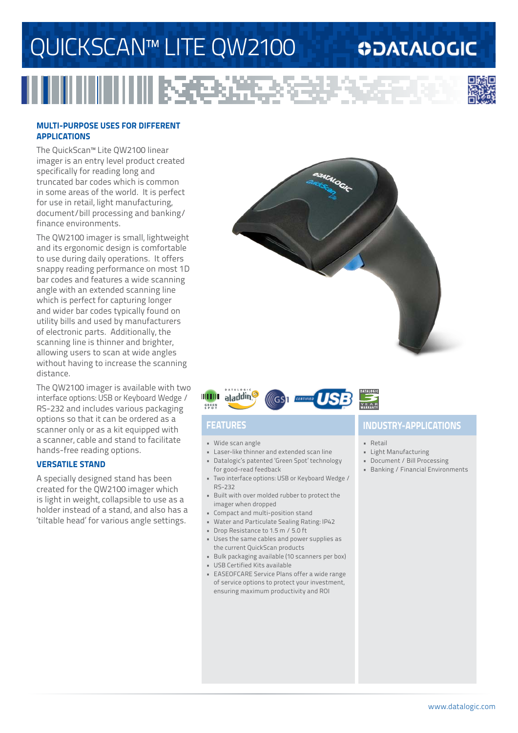# QUICKSCAN™ LITE QW2100

DATALOGIC

## MULTI-PURPOSE USES FOR DIFFERENT APPLICATIONS

The QuickScan™ Lite QW2100 linear imager is an entry level product created specifically for reading long and truncated bar codes which is common in some areas of the world. It is perfect for use in retail, light manufacturing, document/bill processing and banking/finance environments.

The QW2100 imager is small, lightweight and its ergonomic design is comfortable to use during daily operations. It offers snappy reading performance on most 1D bar codes and features a wide scanning angle with an extended scanning line which is perfect for capturing longer and wider bar codes typically found on utility bills and used by manufacturers of electronic parts. Additionally, the scanning line is thinner and brighter, allowing users to scan at wide angles without having to increase the scanning distance.

The QW2100 imager is available with two interface options: USB or Keyboard Wedge / RS-232 and includes various packaging options so that it can be ordered as a scanner only or as a kit equipped with a scanner, cable and stand to facilitate hands-free reading options.

## VERSATILE STAND

A specially designed stand has been created for the QW2100 imager which is light in weight, collapsible to use as a holder instead of a stand, and also has a 'tiltable head' for various angle settings.

## FEATURES

- Wide scan angle
- Laser-like thinner and extended scan line
- Datalogic's patented 'Green Spot' technology for good-read feedback
- Two interface options: USB or Keyboard Wedge / RS-232
- Built with over molded rubber to protect the imager when dropped
- Compact and multi-position stand
- Water and Particulate Sealing Rating: IP42
- Drop Resistance to 1.5 m / 5.0 ft
- Uses the same cables and power supplies as the current QuickScan products
- Bulk packaging available (10 scanners per box)
- USB Certified Kits available
- EASEOFCARE Service Plans offer a wide range of service options to protect your investment, ensuring maximum productivity and ROI

## INDUSTRY-APPLICATIONS

- Retail
- Light Manufacturing
- Document / Bill Processing
- Banking / Financial Environments

www.datalogic.com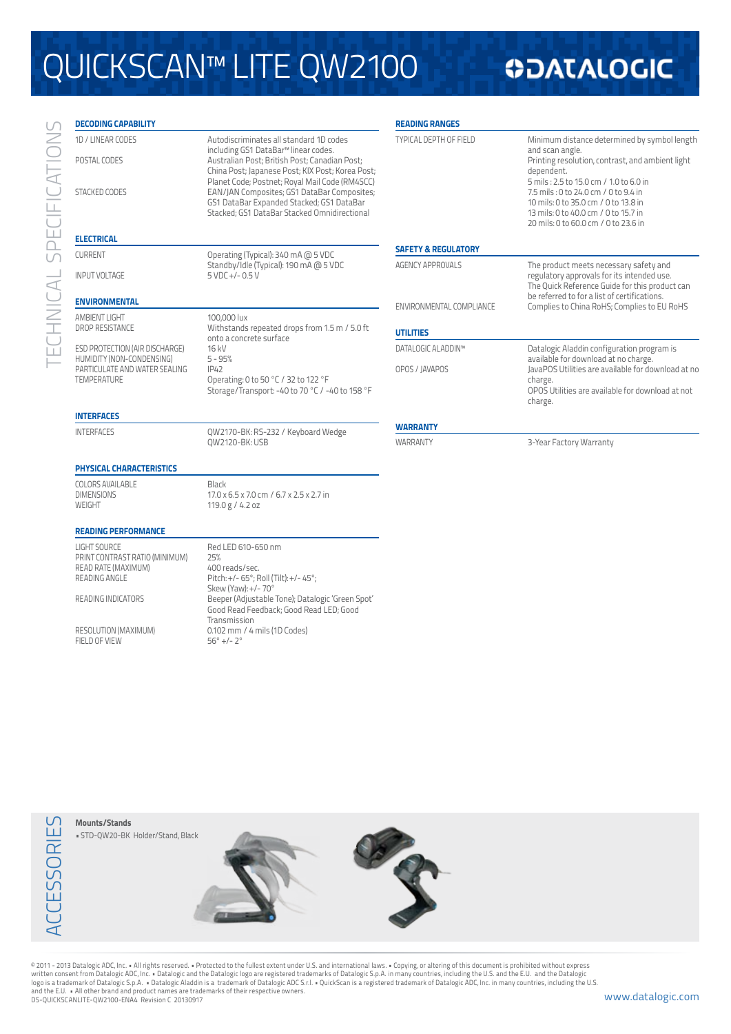# QUICKSCAN™ LITE QW2100

DATALOGIC

TECHNICAL SPECIFICATIONS

### DECODING CAPABILITY

| | |
|---|---|
| 1D / LINEAR CODES | Autodiscriminates all standard 1D codes including GS1 DataBar™ linear codes. |
| POSTAL CODES | Australian Post; British Post; Canadian Post; China Post; Japanese Post; KIX Post; Korea Post; Planet Code; Postnet; Royal Mail Code (RM4SCC) |
| STACKED CODES | EAN/JAN Composites; GS1 DataBar Composites; GS1 DataBar Expanded Stacked; GS1 DataBar Stacked; GS1 DataBar Stacked Omnidirectional |

### ELECTRICAL

| | |
|---|---|
| CURRENT | Operating (Typical): 340 mA @ 5 VDC<br>Standby/Idle (Typical): 190 mA @ 5 VDC |
| INPUT VOLTAGE | 5 VDC +/- 0.5 V |

### ENVIRONMENTAL

| | |
|---|---|
| AMBIENT LIGHT | 100,000 lux |
| DROP RESISTANCE | Withstands repeated drops from 1.5 m / 5.0 ft onto a concrete surface |
| ESD PROTECTION (AIR DISCHARGE) | 16 kV |
| HUMIDITY (NON-CONDENSING) | 5 - 95% |
| PARTICULATE AND WATER SEALING | IP42 |
| TEMPERATURE | Operating: 0 to 50 °C / 32 to 122 °F<br>Storage/Transport: -40 to 70 °C / -40 to 158 °F |

### INTERFACES

| | |
|---|---|
| INTERFACES | QW2170-BK: RS-232 / Keyboard Wedge<br>QW2120-BK: USB |

### PHYSICAL CHARACTERISTICS

| | |
|---|---|
| COLORS AVAILABLE | Black |
| DIMENSIONS | 17.0 x 6.5 x 7.0 cm / 6.7 x 2.5 x 2.7 in |
| WEIGHT | 119.0 g / 4.2 oz |

### READING PERFORMANCE

| | |
|---|---|
| LIGHT SOURCE | Red LED 610-650 nm |
| PRINT CONTRAST RATIO (MINIMUM) | 25% |
| READ RATE (MAXIMUM) | 400 reads/sec. |
| READING ANGLE | Pitch: +/- 65°; Roll (Tilt): +/- 45°; Skew (Yaw): +/- 70° |
| READING INDICATORS | Beeper (Adjustable Tone); Datalogic 'Green Spot' Good Read Feedback; Good Read LED; Good Transmission |
| RESOLUTION (MAXIMUM) | 0.102 mm / 4 mils (1D Codes) |
| FIELD OF VIEW | 56° +/- 2° |

### READING RANGES

| | |
|---|---|
| TYPICAL DEPTH OF FIELD | Minimum distance determined by symbol length and scan angle.<br>Printing resolution, contrast, and ambient light dependent.<br>5 mils : 2.5 to 15.0 cm / 1.0 to 6.0 in<br>7.5 mils : 0 to 24.0 cm / 0 to 9.4 in<br>10 mils: 0 to 35.0 cm / 0 to 13.8 in<br>13 mils: 0 to 40.0 cm / 0 to 15.7 in<br>20 mils: 0 to 60.0 cm / 0 to 23.6 in |

### SAFETY & REGULATORY

| | |
|---|---|
| AGENCY APPROVALS | The product meets necessary safety and regulatory approvals for its intended use. The Quick Reference Guide for this product can be referred to for a list of certifications. |
| ENVIRONMENTAL COMPLIANCE | Complies to China RoHS; Complies to EU RoHS |

### UTILITIES

| | |
|---|---|
| DATALOGIC ALADDIN™ | Datalogic Aladdin configuration program is available for download at no charge. |
| OPOS / JAVAPOS | JavaPOS Utilities are available for download at no charge.<br>OPOS Utilities are available for download at not charge. |

### WARRANTY

| | |
|---|---|
| WARRANTY | 3-Year Factory Warranty |

## ACCESSORIES

**Mounts/Stands**

- STD-QW20-BK Holder/Stand, Black

© 2011 - 2013 Datalogic ADC, Inc. • All rights reserved. • Protected to the fullest extent under U.S. and international laws. • Copying, or altering of this document is prohibited without express written consent from Datalogic ADC, Inc. • Datalogic and the Datalogic logo are registered trademarks of Datalogic S.p.A. in many countries, including the U.S. and the E.U. and the Datalogic logo is a trademark of Datalogic S.p.A. • Datalogic Aladdin is a trademark of Datalogic ADC S.r.l. • QuickScan is a registered trademark of Datalogic ADC, Inc. in many countries, including the U.S. and the E.U. • All other brand and product names are trademarks of their respective owners.
DS-QUICKSCANLITE-QW2100-ENA4 Revision C 20130917

www.datalogic.com